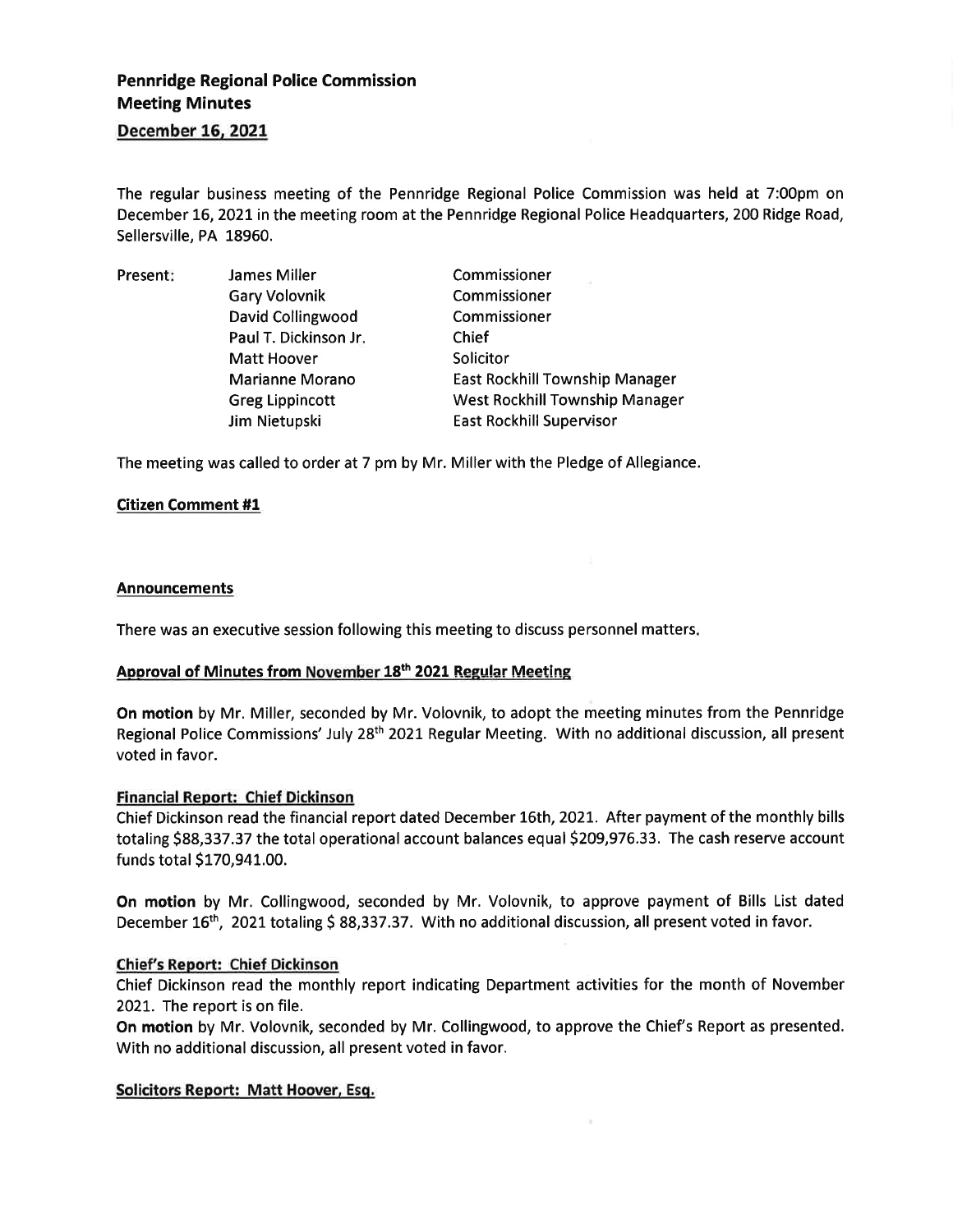**Pennridge Regional Police Commission**
**Meeting Minutes**
**December 16, 2021**

The regular business meeting of the Pennridge Regional Police Commission was held at 7:00pm on December 16, 2021 in the meeting room at the Pennridge Regional Police Headquarters, 200 Ridge Road, Sellersville, PA 18960.

| Present: | James Miller | Commissioner |
|---|---|---|
| | Gary Volovnik | Commissioner |
| | David Collingwood | Commissioner |
| | Paul T. Dickinson Jr. | Chief |
| | Matt Hoover | Solicitor |
| | Marianne Morano | East Rockhill Township Manager |
| | Greg Lippincott | West Rockhill Township Manager |
| | Jim Nietupski | East Rockhill Supervisor |

The meeting was called to order at 7 pm by Mr. Miller with the Pledge of Allegiance.

**Citizen Comment #1**

**Announcements**

There was an executive session following this meeting to discuss personnel matters.

**Approval of Minutes from November 18th 2021 Regular Meeting**

**On motion** by Mr. Miller, seconded by Mr. Volovnik, to adopt the meeting minutes from the Pennridge Regional Police Commissions' July 28th 2021 Regular Meeting. With no additional discussion, all present voted in favor.

**Financial Report: Chief Dickinson**

Chief Dickinson read the financial report dated December 16th, 2021. After payment of the monthly bills totaling $88,337.37 the total operational account balances equal $209,976.33. The cash reserve account funds total $170,941.00.

**On motion** by Mr. Collingwood, seconded by Mr. Volovnik, to approve payment of Bills List dated December 16th, 2021 totaling $ 88,337.37. With no additional discussion, all present voted in favor.

**Chief's Report: Chief Dickinson**

Chief Dickinson read the monthly report indicating Department activities for the month of November 2021. The report is on file.

**On motion** by Mr. Volovnik, seconded by Mr. Collingwood, to approve the Chief's Report as presented. With no additional discussion, all present voted in favor.

**Solicitors Report: Matt Hoover, Esq.**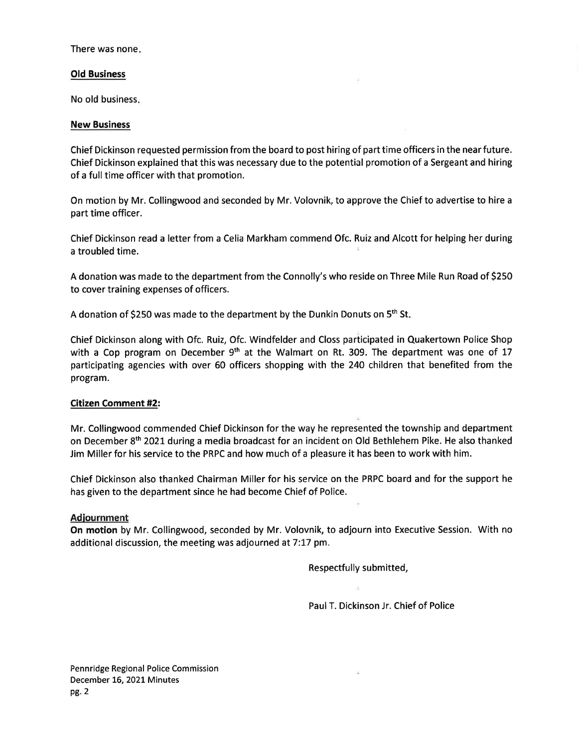There was none.

**Old Business**

No old business.

**New Business**

Chief Dickinson requested permission from the board to post hiring of part time officers in the near future. Chief Dickinson explained that this was necessary due to the potential promotion of a Sergeant and hiring of a full time officer with that promotion.

On motion by Mr. Collingwood and seconded by Mr. Volovnik, to approve the Chief to advertise to hire a part time officer.

Chief Dickinson read a letter from a Celia Markham commend Ofc. Ruiz and Alcott for helping her during a troubled time.

A donation was made to the department from the Connolly's who reside on Three Mile Run Road of $250 to cover training expenses of officers.

A donation of $250 was made to the department by the Dunkin Donuts on 5th St.

Chief Dickinson along with Ofc. Ruiz, Ofc. Windfelder and Closs participated in Quakertown Police Shop with a Cop program on December 9th at the Walmart on Rt. 309. The department was one of 17 participating agencies with over 60 officers shopping with the 240 children that benefited from the program.

**Citizen Comment #2:**

Mr. Collingwood commended Chief Dickinson for the way he represented the township and department on December 8th 2021 during a media broadcast for an incident on Old Bethlehem Pike. He also thanked Jim Miller for his service to the PRPC and how much of a pleasure it has been to work with him.

Chief Dickinson also thanked Chairman Miller for his service on the PRPC board and for the support he has given to the department since he had become Chief of Police.

**Adjournment**

**On motion** by Mr. Collingwood, seconded by Mr. Volovnik, to adjourn into Executive Session. With no additional discussion, the meeting was adjourned at 7:17 pm.

Respectfully submitted,

Paul T. Dickinson Jr. Chief of Police